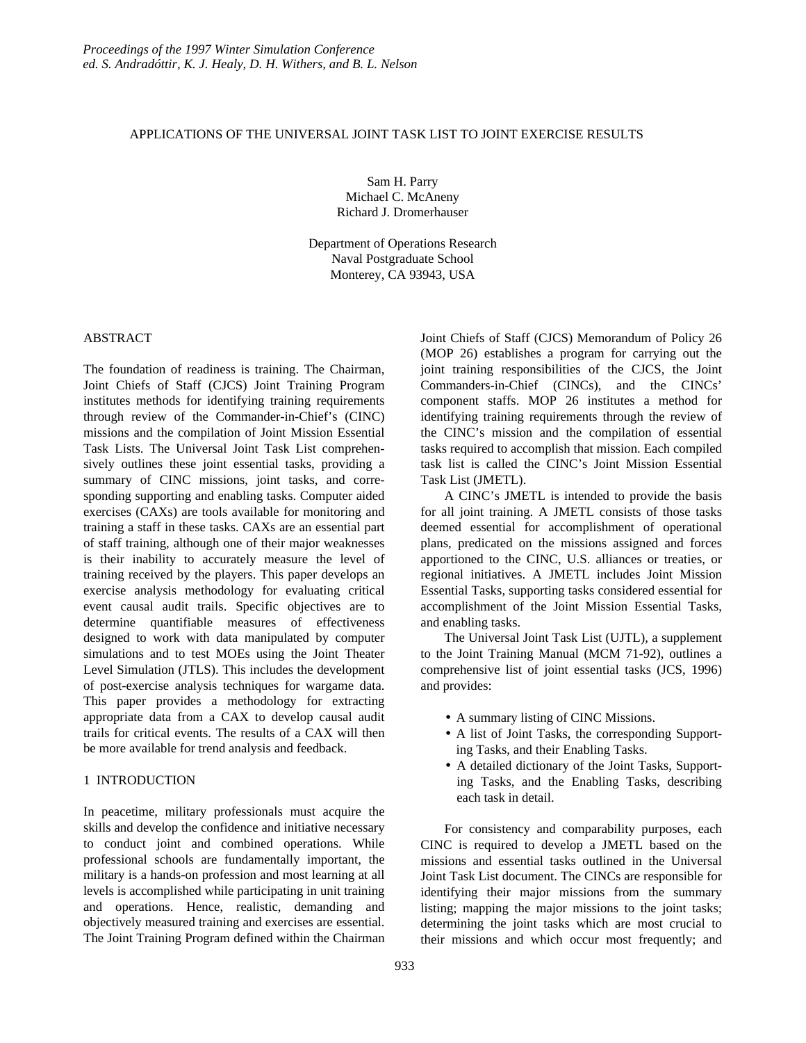# APPLICATIONS OF THE UNIVERSAL JOINT TASK LIST TO JOINT EXERCISE RESULTS

Sam H. Parry
Michael C. McAneny
Richard J. Dromerhauser

Department of Operations Research
Naval Postgraduate School
Monterey, CA 93943, USA

## ABSTRACT

The foundation of readiness is training. The Chairman, Joint Chiefs of Staff (CJCS) Joint Training Program institutes methods for identifying training requirements through review of the Commander-in-Chief's (CINC) missions and the compilation of Joint Mission Essential Task Lists. The Universal Joint Task List comprehensively outlines these joint essential tasks, providing a summary of CINC missions, joint tasks, and corresponding supporting and enabling tasks. Computer aided exercises (CAXs) are tools available for monitoring and training a staff in these tasks. CAXs are an essential part of staff training, although one of their major weaknesses is their inability to accurately measure the level of training received by the players. This paper develops an exercise analysis methodology for evaluating critical event causal audit trails. Specific objectives are to determine quantifiable measures of effectiveness designed to work with data manipulated by computer simulations and to test MOEs using the Joint Theater Level Simulation (JTLS). This includes the development of post-exercise analysis techniques for wargame data. This paper provides a methodology for extracting appropriate data from a CAX to develop causal audit trails for critical events. The results of a CAX will then be more available for trend analysis and feedback.

## 1 INTRODUCTION

In peacetime, military professionals must acquire the skills and develop the confidence and initiative necessary to conduct joint and combined operations. While professional schools are fundamentally important, the military is a hands-on profession and most learning at all levels is accomplished while participating in unit training and operations. Hence, realistic, demanding and objectively measured training and exercises are essential. The Joint Training Program defined within the Chairman Joint Chiefs of Staff (CJCS) Memorandum of Policy 26 (MOP 26) establishes a program for carrying out the joint training responsibilities of the CJCS, the Joint Commanders-in-Chief (CINCs), and the CINCs' component staffs. MOP 26 institutes a method for identifying training requirements through the review of the CINC's mission and the compilation of essential tasks required to accomplish that mission. Each compiled task list is called the CINC's Joint Mission Essential Task List (JMETL).

A CINC's JMETL is intended to provide the basis for all joint training. A JMETL consists of those tasks deemed essential for accomplishment of operational plans, predicated on the missions assigned and forces apportioned to the CINC, U.S. alliances or treaties, or regional initiatives. A JMETL includes Joint Mission Essential Tasks, supporting tasks considered essential for accomplishment of the Joint Mission Essential Tasks, and enabling tasks.

The Universal Joint Task List (UJTL), a supplement to the Joint Training Manual (MCM 71-92), outlines a comprehensive list of joint essential tasks (JCS, 1996) and provides:

- A summary listing of CINC Missions.
- A list of Joint Tasks, the corresponding Supporting Tasks, and their Enabling Tasks.
- A detailed dictionary of the Joint Tasks, Supporting Tasks, and the Enabling Tasks, describing each task in detail.

For consistency and comparability purposes, each CINC is required to develop a JMETL based on the missions and essential tasks outlined in the Universal Joint Task List document. The CINCs are responsible for identifying their major missions from the summary listing; mapping the major missions to the joint tasks; determining the joint tasks which are most crucial to their missions and which occur most frequently; and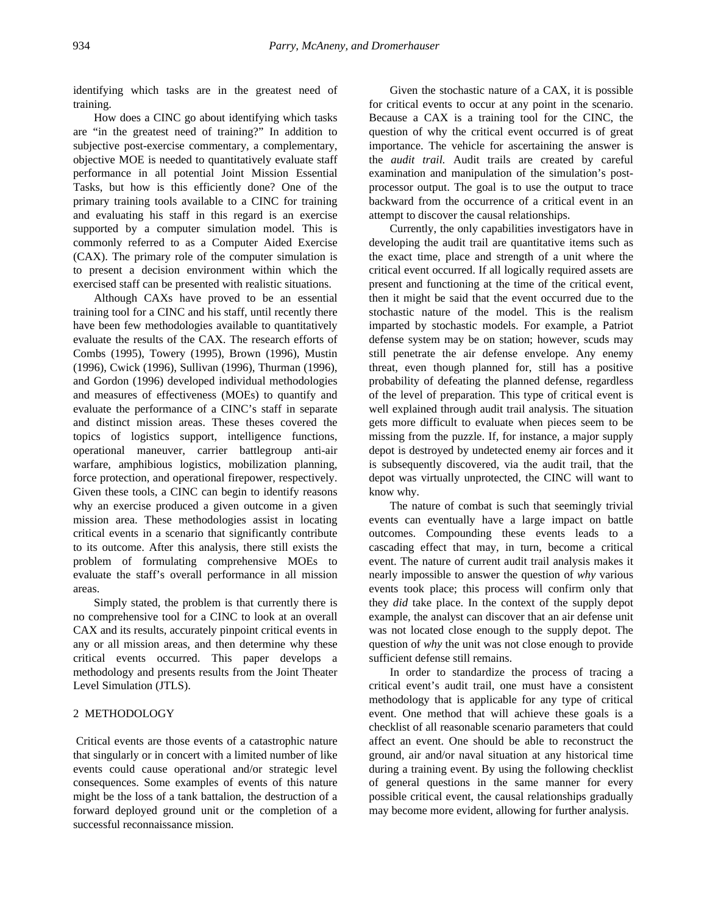identifying which tasks are in the greatest need of training.

How does a CINC go about identifying which tasks are "in the greatest need of training?" In addition to subjective post-exercise commentary, a complementary, objective MOE is needed to quantitatively evaluate staff performance in all potential Joint Mission Essential Tasks, but how is this efficiently done? One of the primary training tools available to a CINC for training and evaluating his staff in this regard is an exercise supported by a computer simulation model. This is commonly referred to as a Computer Aided Exercise (CAX). The primary role of the computer simulation is to present a decision environment within which the exercised staff can be presented with realistic situations.

Although CAXs have proved to be an essential training tool for a CINC and his staff, until recently there have been few methodologies available to quantitatively evaluate the results of the CAX. The research efforts of Combs (1995), Towery (1995), Brown (1996), Mustin (1996), Cwick (1996), Sullivan (1996), Thurman (1996), and Gordon (1996) developed individual methodologies and measures of effectiveness (MOEs) to quantify and evaluate the performance of a CINC's staff in separate and distinct mission areas. These theses covered the topics of logistics support, intelligence functions, operational maneuver, carrier battlegroup anti-air warfare, amphibious logistics, mobilization planning, force protection, and operational firepower, respectively. Given these tools, a CINC can begin to identify reasons why an exercise produced a given outcome in a given mission area. These methodologies assist in locating critical events in a scenario that significantly contribute to its outcome. After this analysis, there still exists the problem of formulating comprehensive MOEs to evaluate the staff's overall performance in all mission areas.

Simply stated, the problem is that currently there is no comprehensive tool for a CINC to look at an overall CAX and its results, accurately pinpoint critical events in any or all mission areas, and then determine why these critical events occurred. This paper develops a methodology and presents results from the Joint Theater Level Simulation (JTLS).

## 2 METHODOLOGY

Critical events are those events of a catastrophic nature that singularly or in concert with a limited number of like events could cause operational and/or strategic level consequences. Some examples of events of this nature might be the loss of a tank battalion, the destruction of a forward deployed ground unit or the completion of a successful reconnaissance mission.

Given the stochastic nature of a CAX, it is possible for critical events to occur at any point in the scenario. Because a CAX is a training tool for the CINC, the question of why the critical event occurred is of great importance. The vehicle for ascertaining the answer is the *audit trail.* Audit trails are created by careful examination and manipulation of the simulation's post-processor output. The goal is to use the output to trace backward from the occurrence of a critical event in an attempt to discover the causal relationships.

Currently, the only capabilities investigators have in developing the audit trail are quantitative items such as the exact time, place and strength of a unit where the critical event occurred. If all logically required assets are present and functioning at the time of the critical event, then it might be said that the event occurred due to the stochastic nature of the model. This is the realism imparted by stochastic models. For example, a Patriot defense system may be on station; however, scuds may still penetrate the air defense envelope. Any enemy threat, even though planned for, still has a positive probability of defeating the planned defense, regardless of the level of preparation. This type of critical event is well explained through audit trail analysis. The situation gets more difficult to evaluate when pieces seem to be missing from the puzzle. If, for instance, a major supply depot is destroyed by undetected enemy air forces and it is subsequently discovered, via the audit trail, that the depot was virtually unprotected, the CINC will want to know why.

The nature of combat is such that seemingly trivial events can eventually have a large impact on battle outcomes. Compounding these events leads to a cascading effect that may, in turn, become a critical event. The nature of current audit trail analysis makes it nearly impossible to answer the question of *why* various events took place; this process will confirm only that they *did* take place. In the context of the supply depot example, the analyst can discover that an air defense unit was not located close enough to the supply depot. The question of *why* the unit was not close enough to provide sufficient defense still remains.

In order to standardize the process of tracing a critical event's audit trail, one must have a consistent methodology that is applicable for any type of critical event. One method that will achieve these goals is a checklist of all reasonable scenario parameters that could affect an event. One should be able to reconstruct the ground, air and/or naval situation at any historical time during a training event. By using the following checklist of general questions in the same manner for every possible critical event, the causal relationships gradually may become more evident, allowing for further analysis.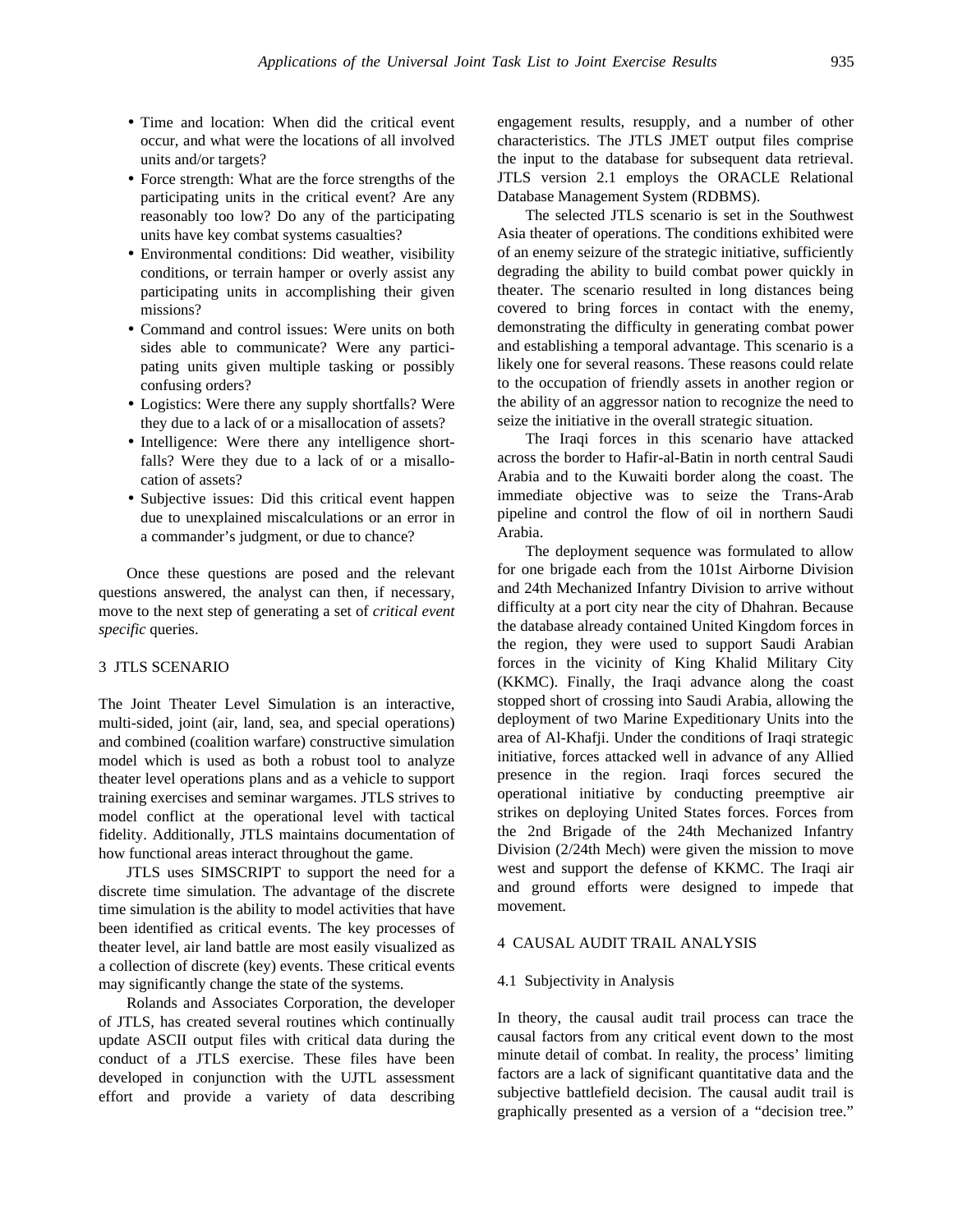- Time and location: When did the critical event occur, and what were the locations of all involved units and/or targets?
- Force strength: What are the force strengths of the participating units in the critical event? Are any reasonably too low? Do any of the participating units have key combat systems casualties?
- Environmental conditions: Did weather, visibility conditions, or terrain hamper or overly assist any participating units in accomplishing their given missions?
- Command and control issues: Were units on both sides able to communicate? Were any participating units given multiple tasking or possibly confusing orders?
- Logistics: Were there any supply shortfalls? Were they due to a lack of or a misallocation of assets?
- Intelligence: Were there any intelligence shortfalls? Were they due to a lack of or a misallocation of assets?
- Subjective issues: Did this critical event happen due to unexplained miscalculations or an error in a commander's judgment, or due to chance?

Once these questions are posed and the relevant questions answered, the analyst can then, if necessary, move to the next step of generating a set of *critical event specific* queries.

## 3 JTLS SCENARIO

The Joint Theater Level Simulation is an interactive, multi-sided, joint (air, land, sea, and special operations) and combined (coalition warfare) constructive simulation model which is used as both a robust tool to analyze theater level operations plans and as a vehicle to support training exercises and seminar wargames. JTLS strives to model conflict at the operational level with tactical fidelity. Additionally, JTLS maintains documentation of how functional areas interact throughout the game.

JTLS uses SIMSCRIPT to support the need for a discrete time simulation. The advantage of the discrete time simulation is the ability to model activities that have been identified as critical events. The key processes of theater level, air land battle are most easily visualized as a collection of discrete (key) events. These critical events may significantly change the state of the systems.

Rolands and Associates Corporation, the developer of JTLS, has created several routines which continually update ASCII output files with critical data during the conduct of a JTLS exercise. These files have been developed in conjunction with the UJTL assessment effort and provide a variety of data describing engagement results, resupply, and a number of other characteristics. The JTLS JMET output files comprise the input to the database for subsequent data retrieval. JTLS version 2.1 employs the ORACLE Relational Database Management System (RDBMS).

The selected JTLS scenario is set in the Southwest Asia theater of operations. The conditions exhibited were of an enemy seizure of the strategic initiative, sufficiently degrading the ability to build combat power quickly in theater. The scenario resulted in long distances being covered to bring forces in contact with the enemy, demonstrating the difficulty in generating combat power and establishing a temporal advantage. This scenario is a likely one for several reasons. These reasons could relate to the occupation of friendly assets in another region or the ability of an aggressor nation to recognize the need to seize the initiative in the overall strategic situation.

The Iraqi forces in this scenario have attacked across the border to Hafir-al-Batin in north central Saudi Arabia and to the Kuwaiti border along the coast. The immediate objective was to seize the Trans-Arab pipeline and control the flow of oil in northern Saudi Arabia.

The deployment sequence was formulated to allow for one brigade each from the 101st Airborne Division and 24th Mechanized Infantry Division to arrive without difficulty at a port city near the city of Dhahran. Because the database already contained United Kingdom forces in the region, they were used to support Saudi Arabian forces in the vicinity of King Khalid Military City (KKMC). Finally, the Iraqi advance along the coast stopped short of crossing into Saudi Arabia, allowing the deployment of two Marine Expeditionary Units into the area of Al-Khafji. Under the conditions of Iraqi strategic initiative, forces attacked well in advance of any Allied presence in the region. Iraqi forces secured the operational initiative by conducting preemptive air strikes on deploying United States forces. Forces from the 2nd Brigade of the 24th Mechanized Infantry Division (2/24th Mech) were given the mission to move west and support the defense of KKMC. The Iraqi air and ground efforts were designed to impede that movement.

## 4 CAUSAL AUDIT TRAIL ANALYSIS

### 4.1 Subjectivity in Analysis

In theory, the causal audit trail process can trace the causal factors from any critical event down to the most minute detail of combat. In reality, the process' limiting factors are a lack of significant quantitative data and the subjective battlefield decision. The causal audit trail is graphically presented as a version of a "decision tree."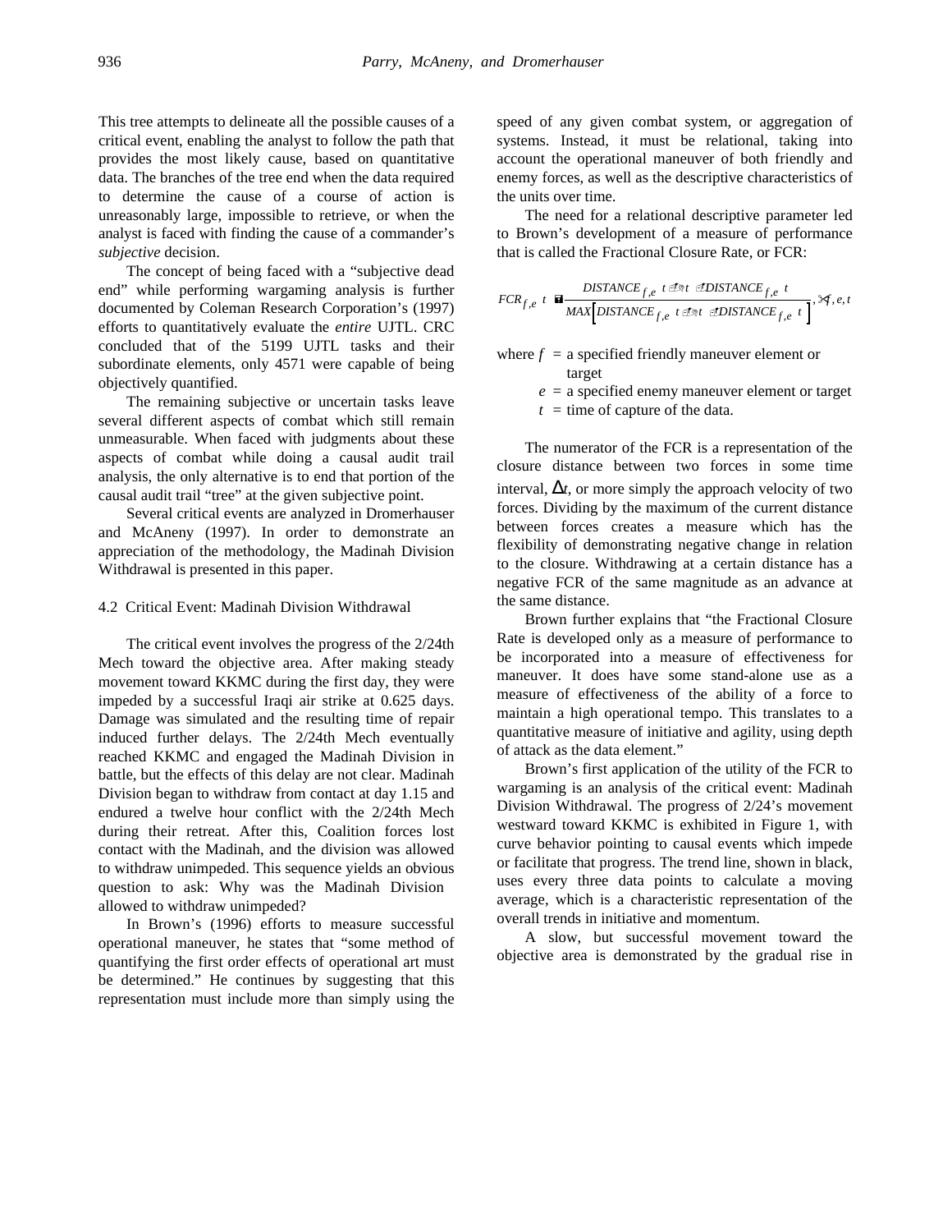This tree attempts to delineate all the possible causes of a critical event, enabling the analyst to follow the path that provides the most likely cause, based on quantitative data. The branches of the tree end when the data required to determine the cause of a course of action is unreasonably large, impossible to retrieve, or when the analyst is faced with finding the cause of a commander's *subjective* decision.

The concept of being faced with a "subjective dead end" while performing wargaming analysis is further documented by Coleman Research Corporation's (1997) efforts to quantitatively evaluate the *entire* UJTL. CRC concluded that of the 5199 UJTL tasks and their subordinate elements, only 4571 were capable of being objectively quantified.

The remaining subjective or uncertain tasks leave several different aspects of combat which still remain unmeasurable. When faced with judgments about these aspects of combat while doing a causal audit trail analysis, the only alternative is to end that portion of the causal audit trail "tree" at the given subjective point.

Several critical events are analyzed in Dromerhauser and McAneny (1997). In order to demonstrate an appreciation of the methodology, the Madinah Division Withdrawal is presented in this paper.

## 4.2 Critical Event: Madinah Division Withdrawal

The critical event involves the progress of the 2/24th Mech toward the objective area. After making steady movement toward KKMC during the first day, they were impeded by a successful Iraqi air strike at 0.625 days. Damage was simulated and the resulting time of repair induced further delays. The 2/24th Mech eventually reached KKMC and engaged the Madinah Division in battle, but the effects of this delay are not clear. Madinah Division began to withdraw from contact at day 1.15 and endured a twelve hour conflict with the 2/24th Mech during their retreat. After this, Coalition forces lost contact with the Madinah, and the division was allowed to withdraw unimpeded. This sequence yields an obvious question to ask: Why was the Madinah Division allowed to withdraw unimpeded?

In Brown's (1996) efforts to measure successful operational maneuver, he states that "some method of quantifying the first order effects of operational art must be determined." He continues by suggesting that this representation must include more than simply using the speed of any given combat system, or aggregation of systems. Instead, it must be relational, taking into account the operational maneuver of both friendly and enemy forces, as well as the descriptive characteristics of the units over time.

The need for a relational descriptive parameter led to Brown's development of a measure of performance that is called the Fractional Closure Rate, or FCR:

$$FCR_{f,e}(t) = \frac{DISTANCE_{f,e}(t-\Delta t) - DISTANCE_{f,e}(t)}{MAX\left[DISTANCE_{f,e}(t-\Delta t), DISTANCE_{f,e}(t)\right]}, \forall f, e, t$$

where $f$ = a specified friendly maneuver element or target
$e$ = a specified enemy maneuver element or target
$t$ = time of capture of the data.

The numerator of the FCR is a representation of the closure distance between two forces in some time interval, $\Delta t$, or more simply the approach velocity of two forces. Dividing by the maximum of the current distance between forces creates a measure which has the flexibility of demonstrating negative change in relation to the closure. Withdrawing at a certain distance has a negative FCR of the same magnitude as an advance at the same distance.

Brown further explains that "the Fractional Closure Rate is developed only as a measure of performance to be incorporated into a measure of effectiveness for maneuver. It does have some stand-alone use as a measure of effectiveness of the ability of a force to maintain a high operational tempo. This translates to a quantitative measure of initiative and agility, using depth of attack as the data element."

Brown's first application of the utility of the FCR to wargaming is an analysis of the critical event: Madinah Division Withdrawal. The progress of 2/24's movement westward toward KKMC is exhibited in Figure 1, with curve behavior pointing to causal events which impede or facilitate that progress. The trend line, shown in black, uses every three data points to calculate a moving average, which is a characteristic representation of the overall trends in initiative and momentum.

A slow, but successful movement toward the objective area is demonstrated by the gradual rise in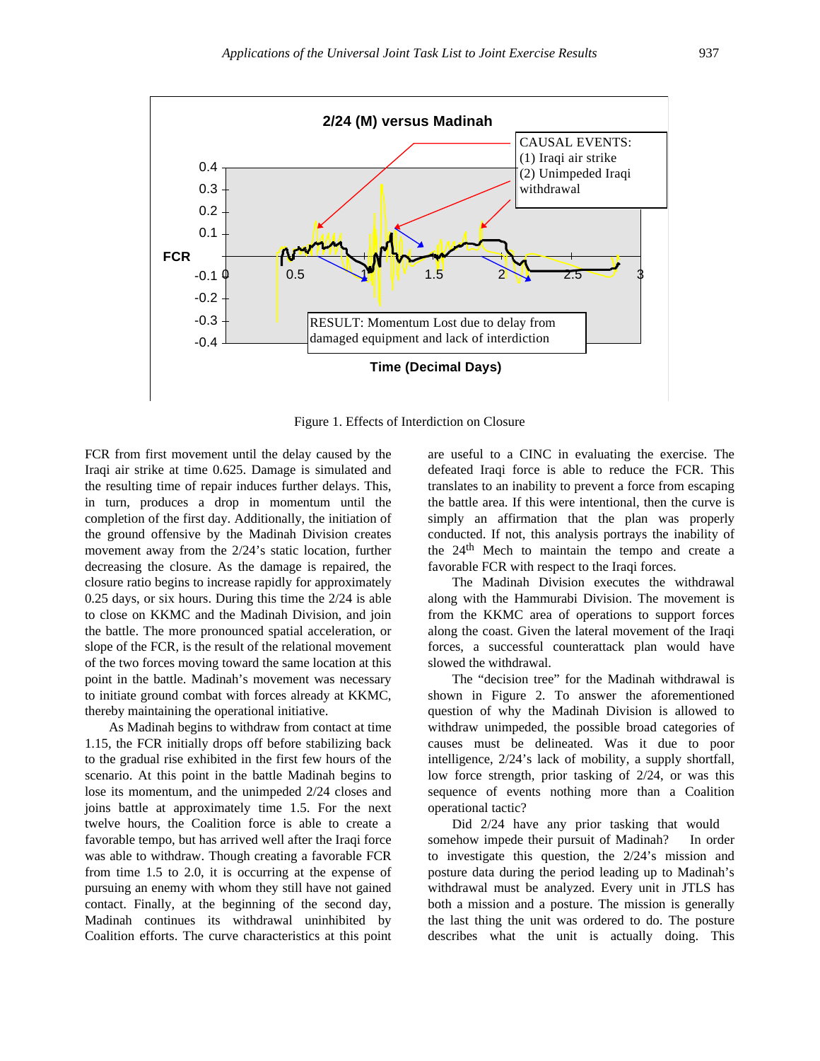2/24 (M) versus Madinah

CAUSAL EVENTS:
(1) Iraqi air strike
(2) Unimpeded Iraqi withdrawal

RESULT: Momentum Lost due to delay from damaged equipment and lack of interdiction

Figure 1. Effects of Interdiction on Closure

FCR from first movement until the delay caused by the Iraqi air strike at time 0.625. Damage is simulated and the resulting time of repair induces further delays. This, in turn, produces a drop in momentum until the completion of the first day. Additionally, the initiation of the ground offensive by the Madinah Division creates movement away from the 2/24's static location, further decreasing the closure. As the damage is repaired, the closure ratio begins to increase rapidly for approximately 0.25 days, or six hours. During this time the 2/24 is able to close on KKMC and the Madinah Division, and join the battle. The more pronounced spatial acceleration, or slope of the FCR, is the result of the relational movement of the two forces moving toward the same location at this point in the battle. Madinah's movement was necessary to initiate ground combat with forces already at KKMC, thereby maintaining the operational initiative.

As Madinah begins to withdraw from contact at time 1.15, the FCR initially drops off before stabilizing back to the gradual rise exhibited in the first few hours of the scenario. At this point in the battle Madinah begins to lose its momentum, and the unimpeded 2/24 closes and joins battle at approximately time 1.5. For the next twelve hours, the Coalition force is able to create a favorable tempo, but has arrived well after the Iraqi force was able to withdraw. Though creating a favorable FCR from time 1.5 to 2.0, it is occurring at the expense of pursuing an enemy with whom they still have not gained contact. Finally, at the beginning of the second day, Madinah continues its withdrawal uninhibited by Coalition efforts. The curve characteristics at this point are useful to a CINC in evaluating the exercise. The defeated Iraqi force is able to reduce the FCR. This translates to an inability to prevent a force from escaping the battle area. If this were intentional, then the curve is simply an affirmation that the plan was properly conducted. If not, this analysis portrays the inability of the 24th Mech to maintain the tempo and create a favorable FCR with respect to the Iraqi forces.

The Madinah Division executes the withdrawal along with the Hammurabi Division. The movement is from the KKMC area of operations to support forces along the coast. Given the lateral movement of the Iraqi forces, a successful counterattack plan would have slowed the withdrawal.

The "decision tree" for the Madinah withdrawal is shown in Figure 2. To answer the aforementioned question of why the Madinah Division is allowed to withdraw unimpeded, the possible broad categories of causes must be delineated. Was it due to poor intelligence, 2/24's lack of mobility, a supply shortfall, low force strength, prior tasking of 2/24, or was this sequence of events nothing more than a Coalition operational tactic?

Did 2/24 have any prior tasking that would somehow impede their pursuit of Madinah? In order to investigate this question, the 2/24's mission and posture data during the period leading up to Madinah's withdrawal must be analyzed. Every unit in JTLS has both a mission and a posture. The mission is generally the last thing the unit was ordered to do. The posture describes what the unit is actually doing. This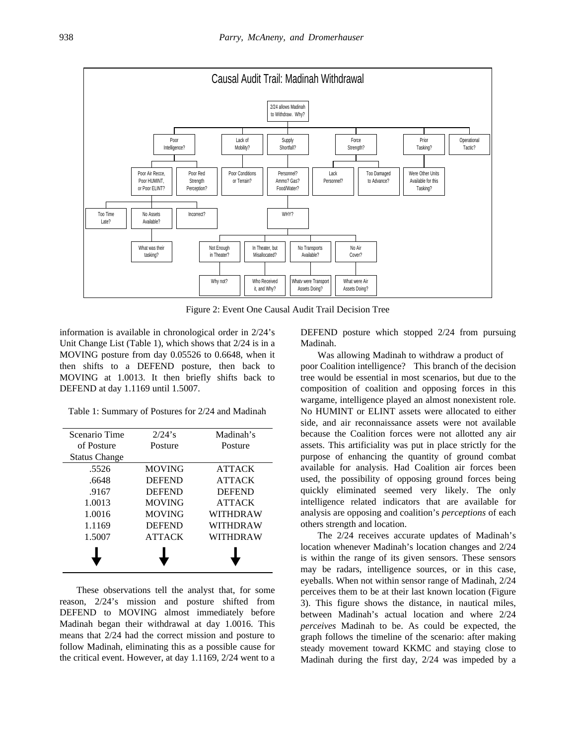Causal Audit Trail: Madinah Withdrawal

2/24 allows Madinah to Withdraw. Why?

- Poor Intelligence?
  - Poor Air Recce, Poor HUMINT, or Poor ELINT?
    - Too Time Late?
    - No Assets Available?
      - What was their tasking?
    - Incorrect?
  - Poor Red Strength Perception?
- Lack of Mobility?
  - Poor Conditions or Terrain?
- Supply Shortfall?
  - Personnel? Ammo? Gas? Food/Water?
    - WHY?
      - Not Enough in Theater?
        - Why not?
      - In Theater, but Misallocated?
        - Who Received it, and Why?
      - No Transports Available?
        - Whatv were Transport Assets Doing?
      - No Air Cover?
        - What were Air Assets Doing?
- Force Strength?
  - Lack Personnel?
  - Too Damaged to Advance?
- Prior Tasking?
  - Were Other Units Available for this Tasking?
- Operational Tactic?

Figure 2: Event One Causal Audit Trail Decision Tree

information is available in chronological order in 2/24's Unit Change List (Table 1), which shows that 2/24 is in a MOVING posture from day 0.05526 to 0.6648, when it then shifts to a DEFEND posture, then back to MOVING at 1.0013. It then briefly shifts back to DEFEND at day 1.1169 until 1.5007.

Table 1: Summary of Postures for 2/24 and Madinah

| Scenario Time of Posture Status Change | 2/24's Posture | Madinah's Posture |
|---|---|---|
| .5526 | MOVING | ATTACK |
| .6648 | DEFEND | ATTACK |
| .9167 | DEFEND | DEFEND |
| 1.0013 | MOVING | ATTACK |
| 1.0016 | MOVING | WITHDRAW |
| 1.1169 | DEFEND | WITHDRAW |
| 1.5007 | ATTACK | WITHDRAW |
| ↓ | ↓ | ↓ |

These observations tell the analyst that, for some reason, 2/24's mission and posture shifted from DEFEND to MOVING almost immediately before Madinah began their withdrawal at day 1.0016. This means that 2/24 had the correct mission and posture to follow Madinah, eliminating this as a possible cause for the critical event. However, at day 1.1169, 2/24 went to a DEFEND posture which stopped 2/24 from pursuing Madinah.

Was allowing Madinah to withdraw a product of poor Coalition intelligence? This branch of the decision tree would be essential in most scenarios, but due to the composition of coalition and opposing forces in this wargame, intelligence played an almost nonexistent role. No HUMINT or ELINT assets were allocated to either side, and air reconnaissance assets were not available because the Coalition forces were not allotted any air assets. This artificiality was put in place strictly for the purpose of enhancing the quantity of ground combat available for analysis. Had Coalition air forces been used, the possibility of opposing ground forces being quickly eliminated seemed very likely. The only intelligence related indicators that are available for analysis are opposing and coalition's *perceptions* of each others strength and location.

The 2/24 receives accurate updates of Madinah's location whenever Madinah's location changes and 2/24 is within the range of its given sensors. These sensors may be radars, intelligence sources, or in this case, eyeballs. When not within sensor range of Madinah, 2/24 perceives them to be at their last known location (Figure 3). This figure shows the distance, in nautical miles, between Madinah's actual location and where 2/24 *perceives* Madinah to be. As could be expected, the graph follows the timeline of the scenario: after making steady movement toward KKMC and staying close to Madinah during the first day, 2/24 was impeded by a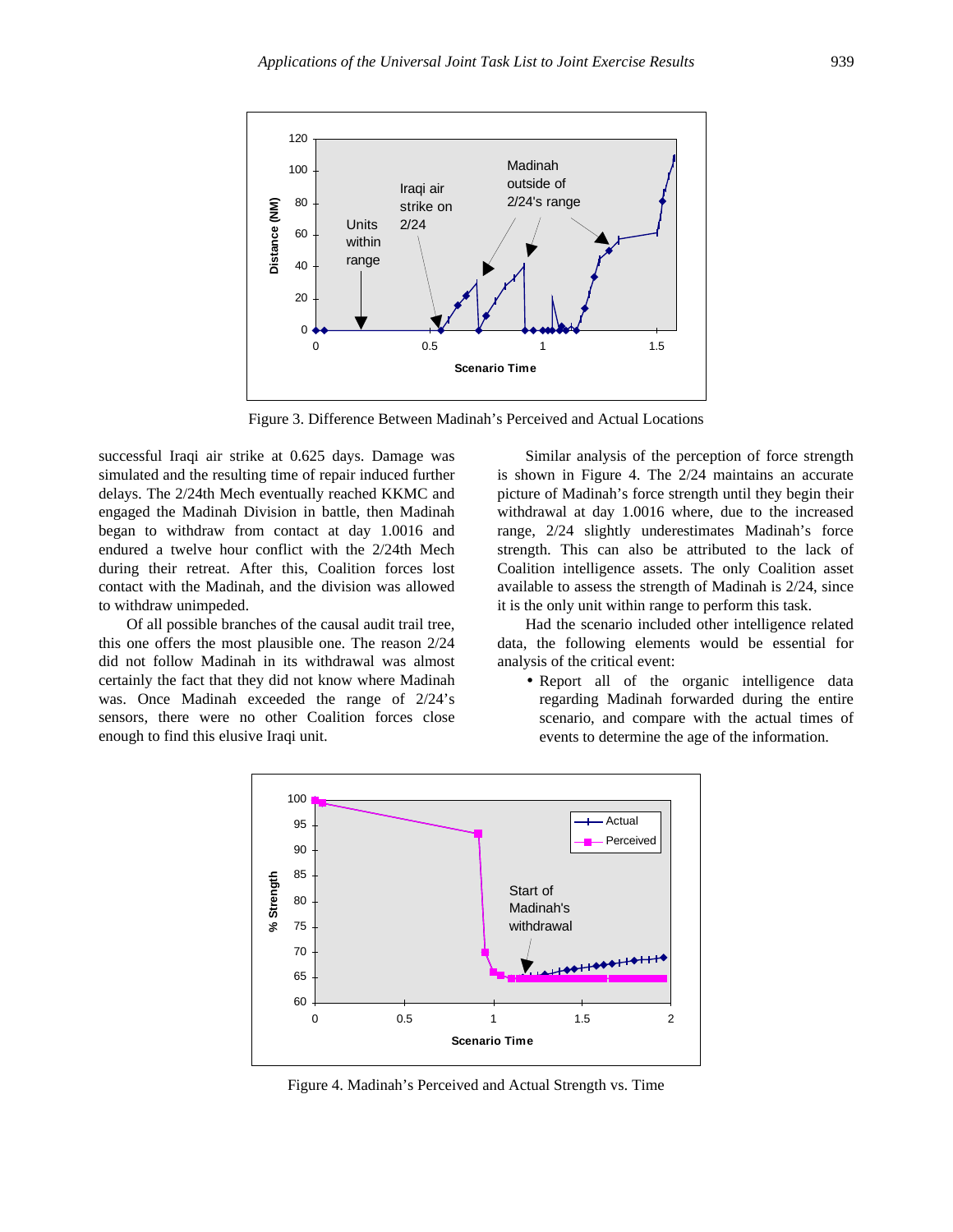Figure 3. Difference Between Madinah's Perceived and Actual Locations

successful Iraqi air strike at 0.625 days. Damage was simulated and the resulting time of repair induced further delays. The 2/24th Mech eventually reached KKMC and engaged the Madinah Division in battle, then Madinah began to withdraw from contact at day 1.0016 and endured a twelve hour conflict with the 2/24th Mech during their retreat. After this, Coalition forces lost contact with the Madinah, and the division was allowed to withdraw unimpeded.

Of all possible branches of the causal audit trail tree, this one offers the most plausible one. The reason 2/24 did not follow Madinah in its withdrawal was almost certainly the fact that they did not know where Madinah was. Once Madinah exceeded the range of 2/24's sensors, there were no other Coalition forces close enough to find this elusive Iraqi unit.

Similar analysis of the perception of force strength is shown in Figure 4. The 2/24 maintains an accurate picture of Madinah's force strength until they begin their withdrawal at day 1.0016 where, due to the increased range, 2/24 slightly underestimates Madinah's force strength. This can also be attributed to the lack of Coalition intelligence assets. The only Coalition asset available to assess the strength of Madinah is 2/24, since it is the only unit within range to perform this task.

Had the scenario included other intelligence related data, the following elements would be essential for analysis of the critical event:

- Report all of the organic intelligence data regarding Madinah forwarded during the entire scenario, and compare with the actual times of events to determine the age of the information.

Figure 4. Madinah's Perceived and Actual Strength vs. Time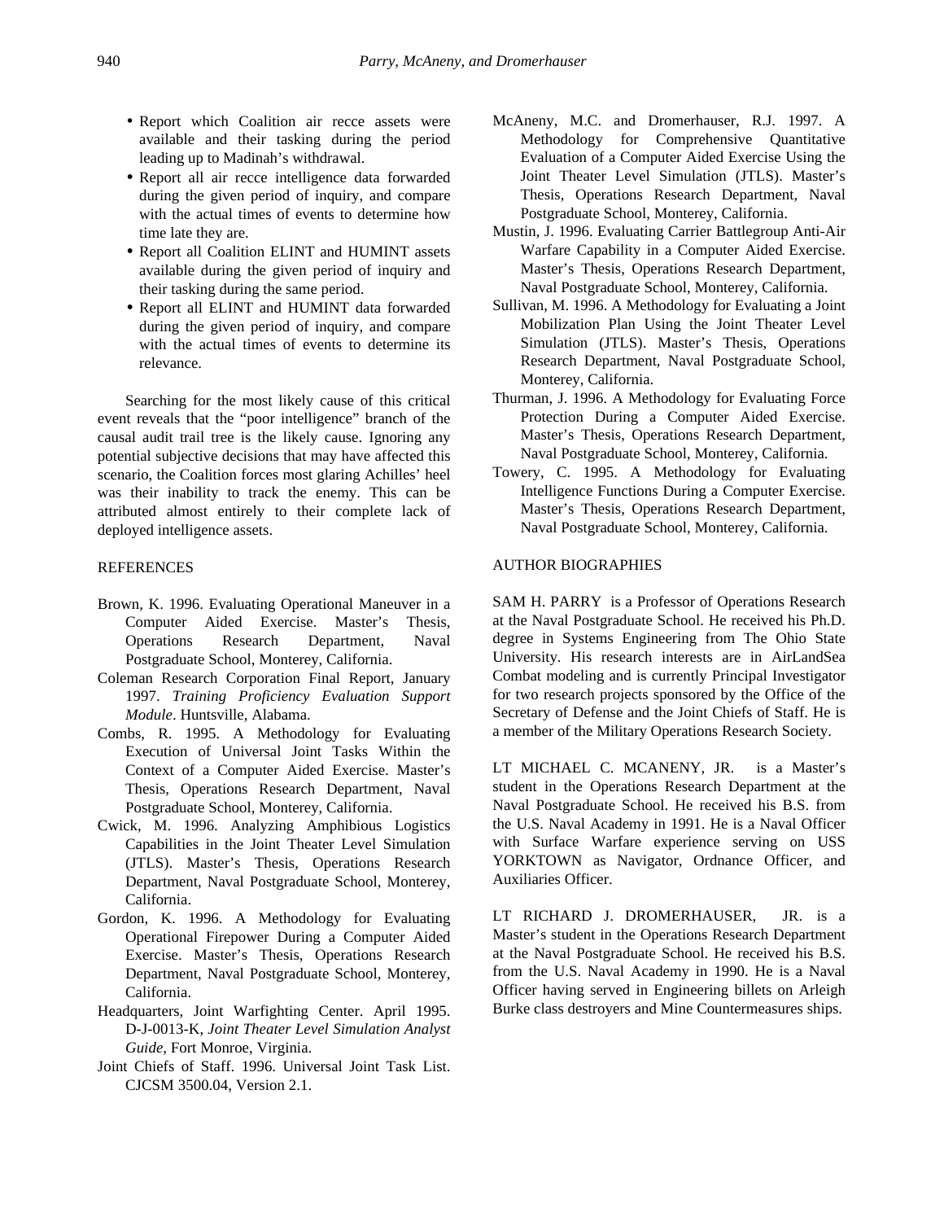- Report which Coalition air recce assets were available and their tasking during the period leading up to Madinah's withdrawal.
- Report all air recce intelligence data forwarded during the given period of inquiry, and compare with the actual times of events to determine how time late they are.
- Report all Coalition ELINT and HUMINT assets available during the given period of inquiry and their tasking during the same period.
- Report all ELINT and HUMINT data forwarded during the given period of inquiry, and compare with the actual times of events to determine its relevance.

Searching for the most likely cause of this critical event reveals that the "poor intelligence" branch of the causal audit trail tree is the likely cause. Ignoring any potential subjective decisions that may have affected this scenario, the Coalition forces most glaring Achilles' heel was their inability to track the enemy. This can be attributed almost entirely to their complete lack of deployed intelligence assets.

## REFERENCES

Brown, K. 1996. Evaluating Operational Maneuver in a Computer Aided Exercise. Master's Thesis, Operations Research Department, Naval Postgraduate School, Monterey, California.

Coleman Research Corporation Final Report, January 1997. *Training Proficiency Evaluation Support Module*. Huntsville, Alabama.

Combs, R. 1995. A Methodology for Evaluating Execution of Universal Joint Tasks Within the Context of a Computer Aided Exercise. Master's Thesis, Operations Research Department, Naval Postgraduate School, Monterey, California.

Cwick, M. 1996. Analyzing Amphibious Logistics Capabilities in the Joint Theater Level Simulation (JTLS). Master's Thesis, Operations Research Department, Naval Postgraduate School, Monterey, California.

Gordon, K. 1996. A Methodology for Evaluating Operational Firepower During a Computer Aided Exercise. Master's Thesis, Operations Research Department, Naval Postgraduate School, Monterey, California.

Headquarters, Joint Warfighting Center. April 1995. D-J-0013-K, *Joint Theater Level Simulation Analyst Guide*, Fort Monroe, Virginia.

Joint Chiefs of Staff. 1996. Universal Joint Task List. CJCSM 3500.04, Version 2.1.

McAneny, M.C. and Dromerhauser, R.J. 1997. A Methodology for Comprehensive Quantitative Evaluation of a Computer Aided Exercise Using the Joint Theater Level Simulation (JTLS). Master's Thesis, Operations Research Department, Naval Postgraduate School, Monterey, California.

Mustin, J. 1996. Evaluating Carrier Battlegroup Anti-Air Warfare Capability in a Computer Aided Exercise. Master's Thesis, Operations Research Department, Naval Postgraduate School, Monterey, California.

Sullivan, M. 1996. A Methodology for Evaluating a Joint Mobilization Plan Using the Joint Theater Level Simulation (JTLS). Master's Thesis, Operations Research Department, Naval Postgraduate School, Monterey, California.

Thurman, J. 1996. A Methodology for Evaluating Force Protection During a Computer Aided Exercise. Master's Thesis, Operations Research Department, Naval Postgraduate School, Monterey, California.

Towery, C. 1995. A Methodology for Evaluating Intelligence Functions During a Computer Exercise. Master's Thesis, Operations Research Department, Naval Postgraduate School, Monterey, California.

## AUTHOR BIOGRAPHIES

SAM H. PARRY is a Professor of Operations Research at the Naval Postgraduate School. He received his Ph.D. degree in Systems Engineering from The Ohio State University. His research interests are in AirLandSea Combat modeling and is currently Principal Investigator for two research projects sponsored by the Office of the Secretary of Defense and the Joint Chiefs of Staff. He is a member of the Military Operations Research Society.

LT MICHAEL C. MCANENY, JR. is a Master's student in the Operations Research Department at the Naval Postgraduate School. He received his B.S. from the U.S. Naval Academy in 1991. He is a Naval Officer with Surface Warfare experience serving on USS YORKTOWN as Navigator, Ordnance Officer, and Auxiliaries Officer.

LT RICHARD J. DROMERHAUSER, JR. is a Master's student in the Operations Research Department at the Naval Postgraduate School. He received his B.S. from the U.S. Naval Academy in 1990. He is a Naval Officer having served in Engineering billets on Arleigh Burke class destroyers and Mine Countermeasures ships.